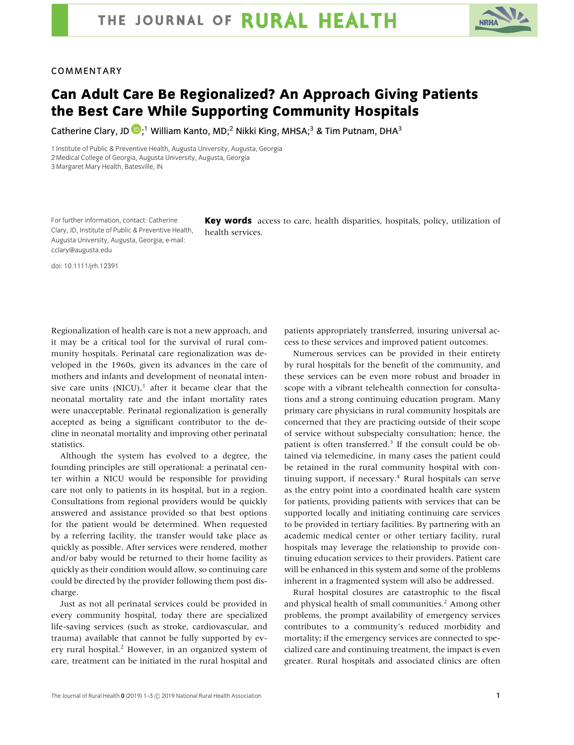COMMENTARY

# Can Adult Care Be Regionalized? An Approach Giving Patients the Best Care While Supporting Community Hospitals

Catherine Clary, JD;[1] William Kanto, MD;[2] Nikki King, MHSA;[3] & Tim Putnam, DHA[3]

1 Institute of Public & Preventive Health, Augusta University, Augusta, Georgia
2 Medical College of Georgia, Augusta University, Augusta, Georgia
3 Margaret Mary Health, Batesville, IN

For further information, contact: Catherine Clary, JD, Institute of Public & Preventive Health, Augusta University, Augusta, Georgia; e-mail: cclary@augusta.edu

doi: 10.1111/jrh.12391

**Key words** access to care, health disparities, hospitals, policy, utilization of health services.

Regionalization of health care is not a new approach, and it may be a critical tool for the survival of rural community hospitals. Perinatal care regionalization was developed in the 1960s, given its advances in the care of mothers and infants and development of neonatal intensive care units (NICU),[1] after it became clear that the neonatal mortality rate and the infant mortality rates were unacceptable. Perinatal regionalization is generally accepted as being a significant contributor to the decline in neonatal mortality and improving other perinatal statistics.

Although the system has evolved to a degree, the founding principles are still operational: a perinatal center within a NICU would be responsible for providing care not only to patients in its hospital, but in a region. Consultations from regional providers would be quickly answered and assistance provided so that best options for the patient would be determined. When requested by a referring facility, the transfer would take place as quickly as possible. After services were rendered, mother and/or baby would be returned to their home facility as quickly as their condition would allow, so continuing care could be directed by the provider following them post discharge.

Just as not all perinatal services could be provided in every community hospital, today there are specialized life-saving services (such as stroke, cardiovascular, and trauma) available that cannot be fully supported by every rural hospital.[2] However, in an organized system of care, treatment can be initiated in the rural hospital and patients appropriately transferred, insuring universal access to these services and improved patient outcomes.

Numerous services can be provided in their entirety by rural hospitals for the benefit of the community, and these services can be even more robust and broader in scope with a vibrant telehealth connection for consultations and a strong continuing education program. Many primary care physicians in rural community hospitals are concerned that they are practicing outside of their scope of service without subspecialty consultation; hence, the patient is often transferred.[3] If the consult could be obtained via telemedicine, in many cases the patient could be retained in the rural community hospital with continuing support, if necessary.[4] Rural hospitals can serve as the entry point into a coordinated health care system for patients, providing patients with services that can be supported locally and initiating continuing care services to be provided in tertiary facilities. By partnering with an academic medical center or other tertiary facility, rural hospitals may leverage the relationship to provide continuing education services to their providers. Patient care will be enhanced in this system and some of the problems inherent in a fragmented system will also be addressed.

Rural hospital closures are catastrophic to the fiscal and physical health of small communities.[2] Among other problems, the prompt availability of emergency services contributes to a community's reduced morbidity and mortality; if the emergency services are connected to specialized care and continuing treatment, the impact is even greater. Rural hospitals and associated clinics are often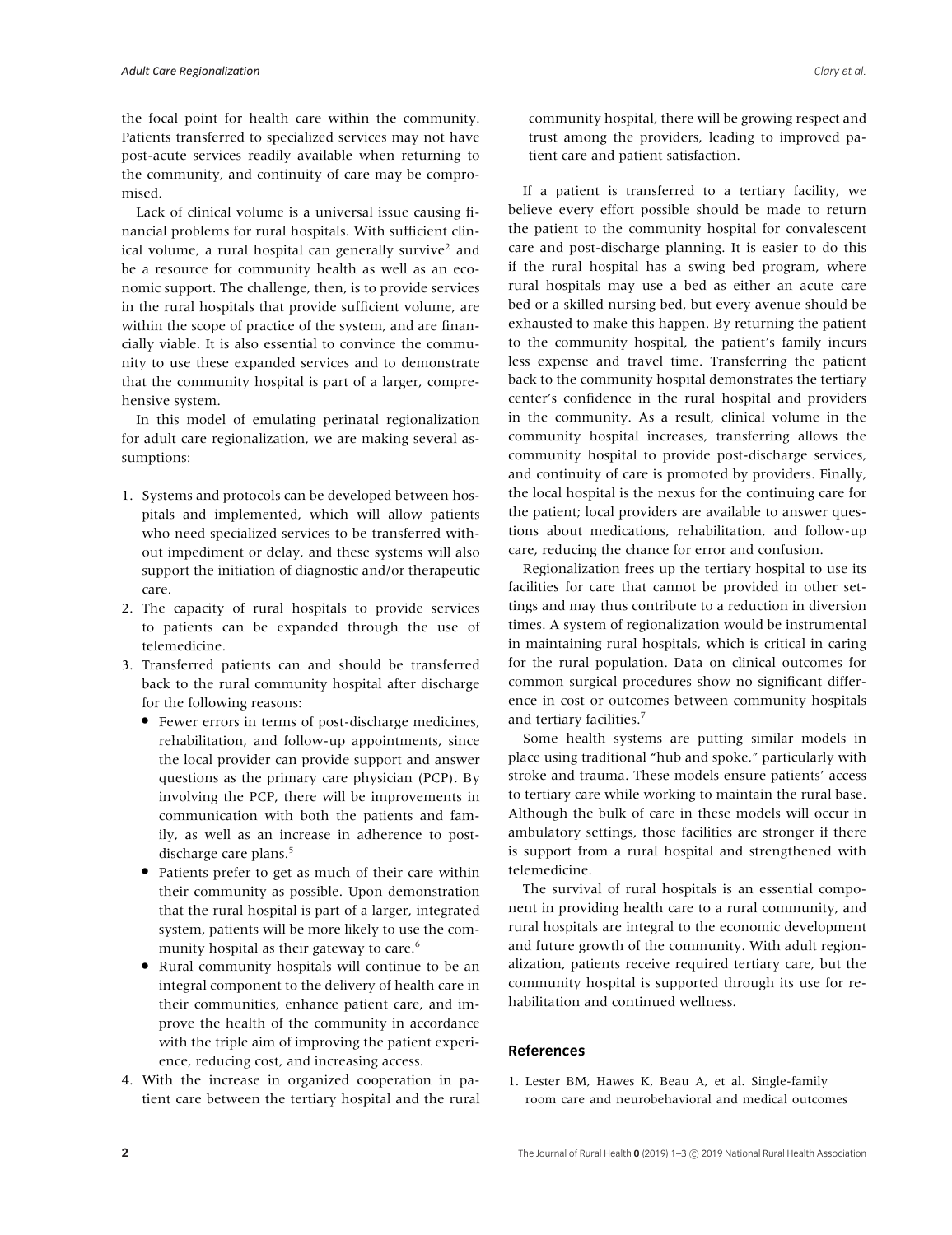the focal point for health care within the community. Patients transferred to specialized services may not have post-acute services readily available when returning to the community, and continuity of care may be compromised.

Lack of clinical volume is a universal issue causing financial problems for rural hospitals. With sufficient clinical volume, a rural hospital can generally survive[2] and be a resource for community health as well as an economic support. The challenge, then, is to provide services in the rural hospitals that provide sufficient volume, are within the scope of practice of the system, and are financially viable. It is also essential to convince the community to use these expanded services and to demonstrate that the community hospital is part of a larger, comprehensive system.

In this model of emulating perinatal regionalization for adult care regionalization, we are making several assumptions:

1. Systems and protocols can be developed between hospitals and implemented, which will allow patients who need specialized services to be transferred without impediment or delay, and these systems will also support the initiation of diagnostic and/or therapeutic care.
2. The capacity of rural hospitals to provide services to patients can be expanded through the use of telemedicine.
3. Transferred patients can and should be transferred back to the rural community hospital after discharge for the following reasons:
   - Fewer errors in terms of post-discharge medicines, rehabilitation, and follow-up appointments, since the local provider can provide support and answer questions as the primary care physician (PCP). By involving the PCP, there will be improvements in communication with both the patients and family, as well as an increase in adherence to post-discharge care plans.[5]
   - Patients prefer to get as much of their care within their community as possible. Upon demonstration that the rural hospital is part of a larger, integrated system, patients will be more likely to use the community hospital as their gateway to care.[6]
   - Rural community hospitals will continue to be an integral component to the delivery of health care in their communities, enhance patient care, and improve the health of the community in accordance with the triple aim of improving the patient experience, reducing cost, and increasing access.
4. With the increase in organized cooperation in patient care between the tertiary hospital and the rural community hospital, there will be growing respect and trust among the providers, leading to improved patient care and patient satisfaction.

If a patient is transferred to a tertiary facility, we believe every effort possible should be made to return the patient to the community hospital for convalescent care and post-discharge planning. It is easier to do this if the rural hospital has a swing bed program, where rural hospitals may use a bed as either an acute care bed or a skilled nursing bed, but every avenue should be exhausted to make this happen. By returning the patient to the community hospital, the patient's family incurs less expense and travel time. Transferring the patient back to the community hospital demonstrates the tertiary center's confidence in the rural hospital and providers in the community. As a result, clinical volume in the community hospital increases, transferring allows the community hospital to provide post-discharge services, and continuity of care is promoted by providers. Finally, the local hospital is the nexus for the continuing care for the patient; local providers are available to answer questions about medications, rehabilitation, and follow-up care, reducing the chance for error and confusion.

Regionalization frees up the tertiary hospital to use its facilities for care that cannot be provided in other settings and may thus contribute to a reduction in diversion times. A system of regionalization would be instrumental in maintaining rural hospitals, which is critical in caring for the rural population. Data on clinical outcomes for common surgical procedures show no significant difference in cost or outcomes between community hospitals and tertiary facilities.[7]

Some health systems are putting similar models in place using traditional "hub and spoke," particularly with stroke and trauma. These models ensure patients' access to tertiary care while working to maintain the rural base. Although the bulk of care in these models will occur in ambulatory settings, those facilities are stronger if there is support from a rural hospital and strengthened with telemedicine.

The survival of rural hospitals is an essential component in providing health care to a rural community, and rural hospitals are integral to the economic development and future growth of the community. With adult regionalization, patients receive required tertiary care, but the community hospital is supported through its use for rehabilitation and continued wellness.

## References

1. Lester BM, Hawes K, Beau A, et al. Single-family room care and neurobehavioral and medical outcomes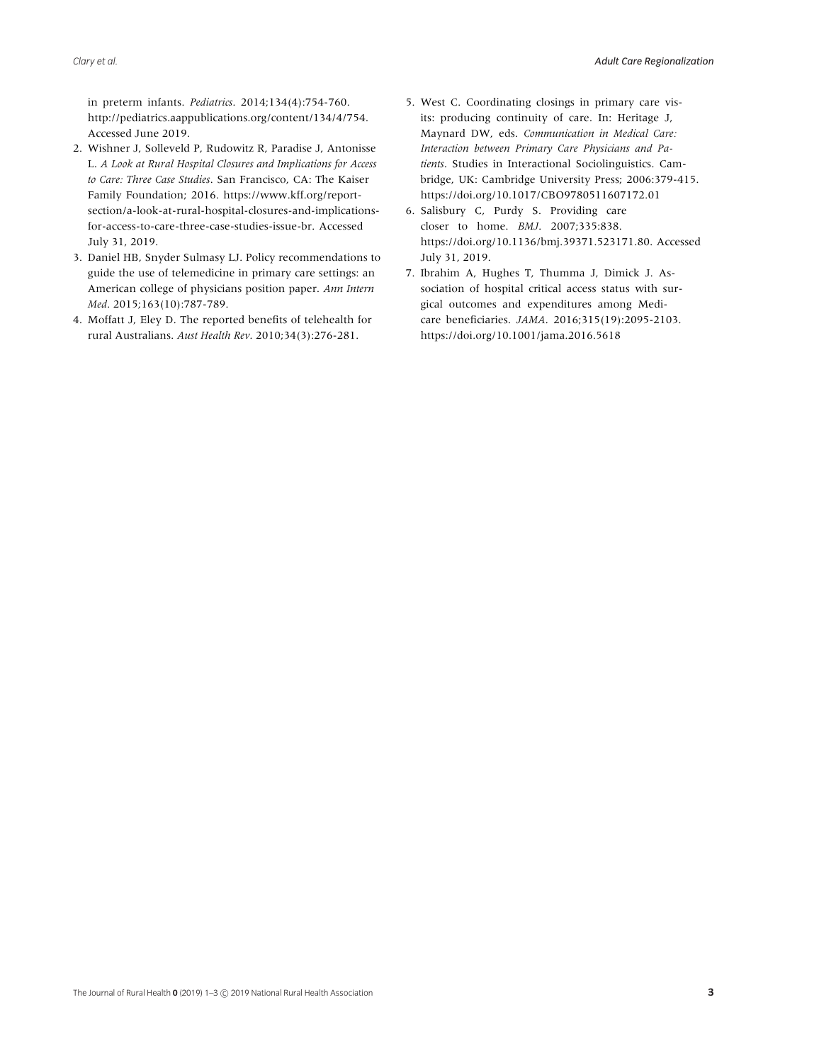in preterm infants. *Pediatrics*. 2014;134(4):754-760. http://pediatrics.aappublications.org/content/134/4/754. Accessed June 2019.

2. Wishner J, Solleveld P, Rudowitz R, Paradise J, Antonisse L. *A Look at Rural Hospital Closures and Implications for Access to Care: Three Case Studies*. San Francisco, CA: The Kaiser Family Foundation; 2016. https://www.kff.org/report-section/a-look-at-rural-hospital-closures-and-implications-for-access-to-care-three-case-studies-issue-br. Accessed July 31, 2019.
3. Daniel HB, Snyder Sulmasy LJ. Policy recommendations to guide the use of telemedicine in primary care settings: an American college of physicians position paper. *Ann Intern Med*. 2015;163(10):787-789.
4. Moffatt J, Eley D. The reported benefits of telehealth for rural Australians. *Aust Health Rev*. 2010;34(3):276-281.
5. West C. Coordinating closings in primary care visits: producing continuity of care. In: Heritage J, Maynard DW, eds. *Communication in Medical Care: Interaction between Primary Care Physicians and Patients*. Studies in Interactional Sociolinguistics. Cambridge, UK: Cambridge University Press; 2006:379-415. https://doi.org/10.1017/CBO9780511607172.01
6. Salisbury C, Purdy S. Providing care closer to home. *BMJ*. 2007;335:838. https://doi.org/10.1136/bmj.39371.523171.80. Accessed July 31, 2019.
7. Ibrahim A, Hughes T, Thumma J, Dimick J. Association of hospital critical access status with surgical outcomes and expenditures among Medicare beneficiaries. *JAMA*. 2016;315(19):2095-2103. https://doi.org/10.1001/jama.2016.5618